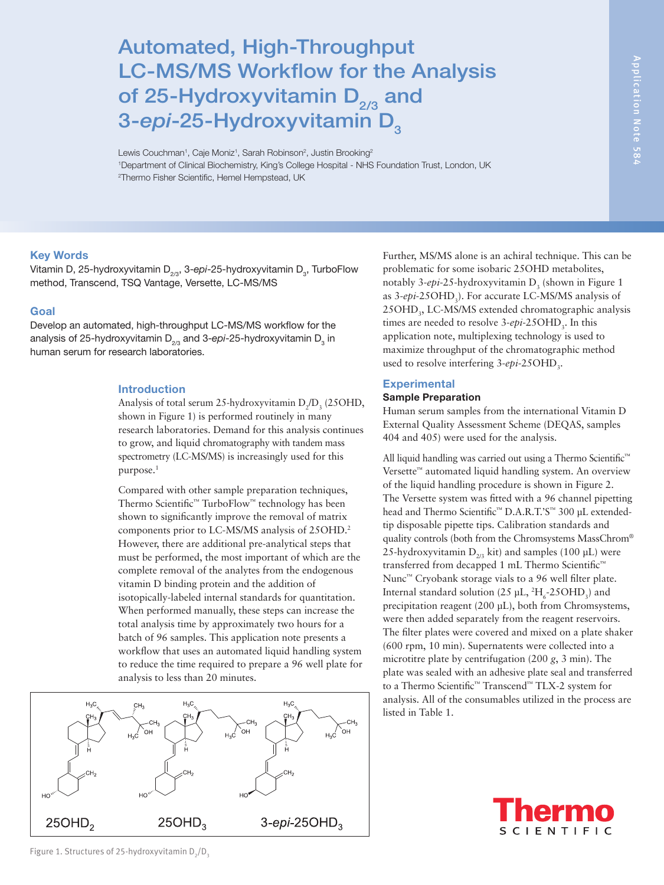# Automated, High-Throughput LC-MS/MS Workflow for the Analysis of 25-Hydroxyvitamin $D_{2/3}$ and 3-*epi*-25-Hydroxyvitamin $D_3$

Lewis Couchman[1], Caje Moniz[1], Sarah Robinson[2], Justin Brooking[2]

[1]Department of Clinical Biochemistry, King's College Hospital - NHS Foundation Trust, London, UK

[2]Thermo Fisher Scientific, Hemel Hempstead, UK

## Key Words

Vitamin D, 25-hydroxyvitamin $D_{2/3}$, 3-*epi*-25-hydroxyvitamin $D_3$, TurboFlow method, Transcend, TSQ Vantage, Versette, LC-MS/MS

## Goal

Develop an automated, high-throughput LC-MS/MS workflow for the analysis of 25-hydroxyvitamin $D_{2/3}$ and 3-*epi*-25-hydroxyvitamin $D_3$ in human serum for research laboratories.

## Introduction

Analysis of total serum 25-hydroxyvitamin $D_2/D_3$ (25OHD, shown in Figure 1) is performed routinely in many research laboratories. Demand for this analysis continues to grow, and liquid chromatography with tandem mass spectrometry (LC-MS/MS) is increasingly used for this purpose.[1]

Compared with other sample preparation techniques, Thermo Scientific™ TurboFlow™ technology has been shown to significantly improve the removal of matrix components prior to LC-MS/MS analysis of 25OHD.[2] However, there are additional pre-analytical steps that must be performed, the most important of which are the complete removal of the analytes from the endogenous vitamin D binding protein and the addition of isotopically-labeled internal standards for quantitation. When performed manually, these steps can increase the total analysis time by approximately two hours for a batch of 96 samples. This application note presents a workflow that uses an automated liquid handling system to reduce the time required to prepare a 96 well plate for analysis to less than 20 minutes.

Figure 1. Structures of 25-hydroxyvitamin $D_2/D_3$

Further, MS/MS alone is an achiral technique. This can be problematic for some isobaric 25OHD metabolites, notably 3-*epi*-25-hydroxyvitamin $D_3$ (shown in Figure 1 as 3-*epi*-25OHD$_3$). For accurate LC-MS/MS analysis of 25OHD$_3$, LC-MS/MS extended chromatographic analysis times are needed to resolve 3-*epi*-25OHD$_3$. In this application note, multiplexing technology is used to maximize throughput of the chromatographic method used to resolve interfering 3-*epi*-25OHD$_3$.

## Experimental

### Sample Preparation

Human serum samples from the international Vitamin D External Quality Assessment Scheme (DEQAS, samples 404 and 405) were used for the analysis.

All liquid handling was carried out using a Thermo Scientific™ Versette™ automated liquid handling system. An overview of the liquid handling procedure is shown in Figure 2. The Versette system was fitted with a 96 channel pipetting head and Thermo Scientific™ D.A.R.T.'S™ 300 µL extended-tip disposable pipette tips. Calibration standards and quality controls (both from the Chromsystems MassChrom® 25-hydroxyvitamin $D_{2/3}$ kit) and samples (100 µL) were transferred from decapped 1 mL Thermo Scientific™ Nunc™ Cryobank storage vials to a 96 well filter plate. Internal standard solution (25 µL, $^{2}H_6$-25OHD$_3$) and precipitation reagent (200 µL), both from Chromsystems, were then added separately from the reagent reservoirs. The filter plates were covered and mixed on a plate shaker (600 rpm, 10 min). Supernatants were collected into a microtitre plate by centrifugation (200 *g*, 3 min). The plate was sealed with an adhesive plate seal and transferred to a Thermo Scientific™ Transcend™ TLX-2 system for analysis. All of the consumables utilized in the process are listed in Table 1.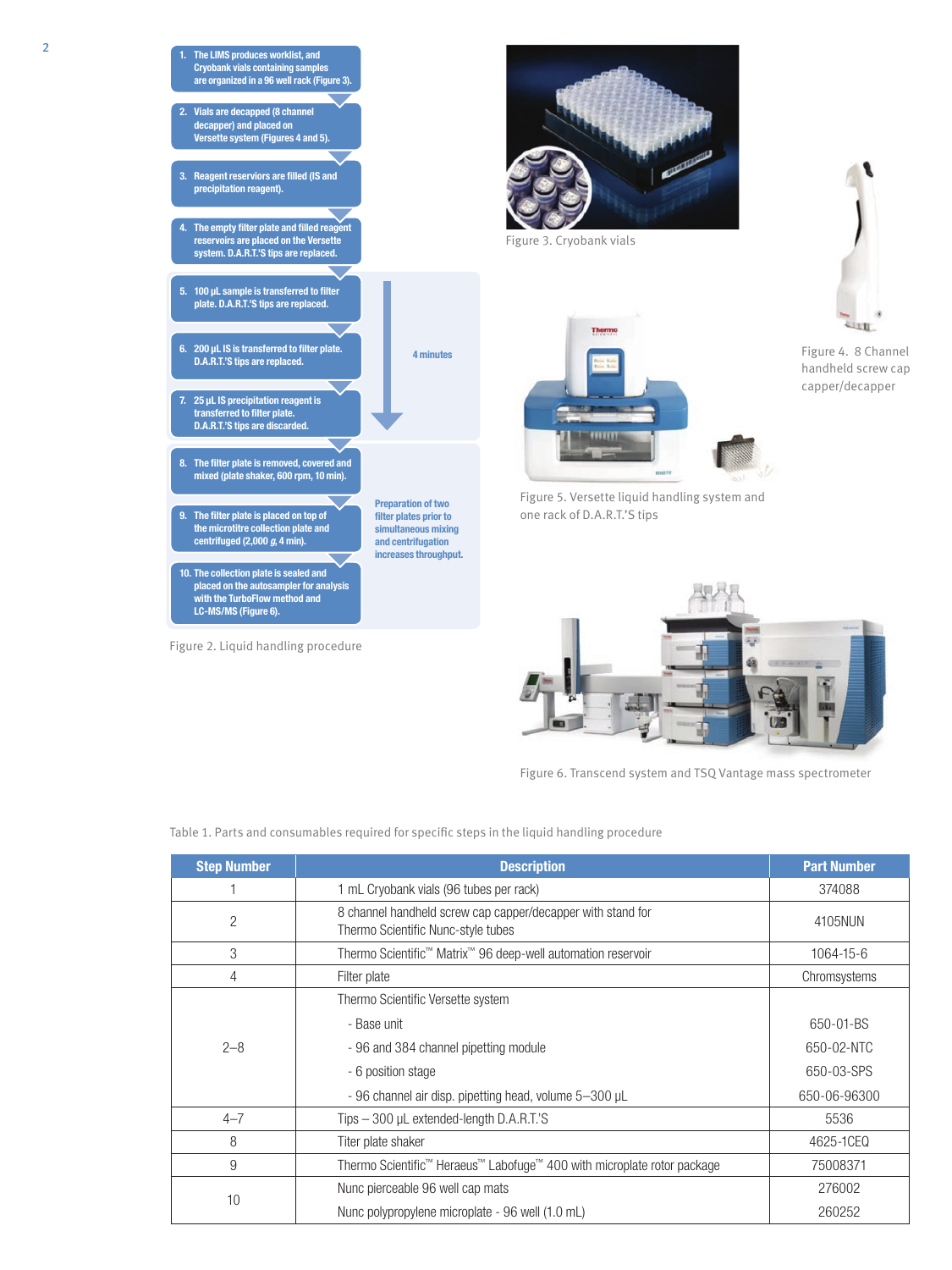1. The LIMS produces worklist, and Cryobank vials containing samples are organized in a 96 well rack (Figure 3).
2. Vials are decapped (8 channel decapper) and placed on Versette system (Figures 4 and 5).
3. Reagent reservoirs are filled (IS and precipitation reagent).
4. The empty filter plate and filled reagent reservoirs are placed on the Versette system. D.A.R.T.'S tips are replaced.
5. 100 µL sample is transferred to filter plate. D.A.R.T.'S tips are replaced.
6. 200 µL IS is transferred to filter plate. D.A.R.T.'S tips are replaced.
7. 25 µL IS precipitation reagent is transferred to filter plate. D.A.R.T.'S tips are discarded.
8. The filter plate is removed, covered and mixed (plate shaker, 600 rpm, 10 min).
9. The filter plate is placed on top of the microtitre collection plate and centrifuged (2,000 *g*, 4 min).
10. The collection plate is sealed and placed on the autosampler for analysis with the TurboFlow method and LC-MS/MS (Figure 6).

4 minutes (steps 5–7)

Preparation of two filter plates prior to simultaneous mixing and centrifugation increases throughput. (steps 8–10)

Figure 2. Liquid handling procedure

Figure 3. Cryobank vials

Figure 4. 8 Channel handheld screw cap capper/decapper

Figure 5. Versette liquid handling system and one rack of D.A.R.T.'S tips

Figure 6. Transcend system and TSQ Vantage mass spectrometer

Table 1. Parts and consumables required for specific steps in the liquid handling procedure

| Step Number | Description | Part Number |
|---|---|---|
| 1 | 1 mL Cryobank vials (96 tubes per rack) | 374088 |
| 2 | 8 channel handheld screw cap capper/decapper with stand for Thermo Scientific Nunc-style tubes | 4105NUN |
| 3 | Thermo Scientific™ Matrix™ 96 deep-well automation reservoir | 1064-15-6 |
| 4 | Filter plate | Chromsystems |
| 2–8 | Thermo Scientific Versette system | |
| | - Base unit | 650-01-BS |
| | - 96 and 384 channel pipetting module | 650-02-NTC |
| | - 6 position stage | 650-03-SPS |
| | - 96 channel air disp. pipetting head, volume 5–300 µL | 650-06-96300 |
| 4–7 | Tips – 300 µL extended-length D.A.R.T.'S | 5536 |
| 8 | Titer plate shaker | 4625-1CEQ |
| 9 | Thermo Scientific™ Heraeus™ Labofuge™ 400 with microplate rotor package | 75008371 |
| 10 | Nunc pierceable 96 well cap mats | 276002 |
| | Nunc polypropylene microplate - 96 well (1.0 mL) | 260252 |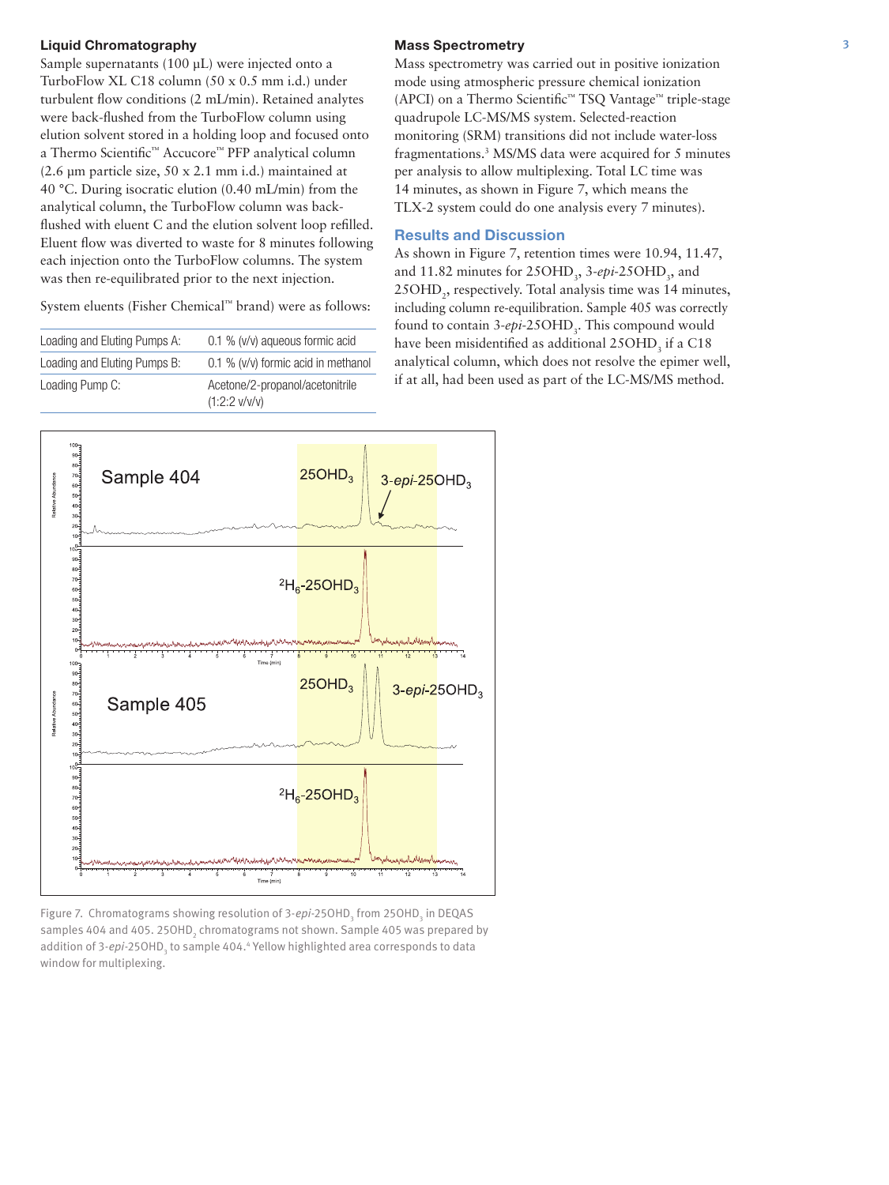### Liquid Chromatography

Sample supernatants (100 µL) were injected onto a TurboFlow XL C18 column (50 x 0.5 mm i.d.) under turbulent flow conditions (2 mL/min). Retained analytes were back-flushed from the TurboFlow column using elution solvent stored in a holding loop and focused onto a Thermo Scientific™ Accucore™ PFP analytical column (2.6 µm particle size, 50 x 2.1 mm i.d.) maintained at 40 °C. During isocratic elution (0.40 mL/min) from the analytical column, the TurboFlow column was back-flushed with eluent C and the elution solvent loop refilled. Eluent flow was diverted to waste for 8 minutes following each injection onto the TurboFlow columns. The system was then re-equilibrated prior to the next injection.

System eluents (Fisher Chemical™ brand) were as follows:

| | |
|---|---|
| Loading and Eluting Pumps A: | 0.1 % (v/v) aqueous formic acid |
| Loading and Eluting Pumps B: | 0.1 % (v/v) formic acid in methanol |
| Loading Pump C: | Acetone/2-propanol/acetonitrile (1:2:2 v/v/v) |

### Mass Spectrometry

Mass spectrometry was carried out in positive ionization mode using atmospheric pressure chemical ionization (APCI) on a Thermo Scientific™ TSQ Vantage™ triple-stage quadrupole LC-MS/MS system. Selected-reaction monitoring (SRM) transitions did not include water-loss fragmentations.[3] MS/MS data were acquired for 5 minutes per analysis to allow multiplexing. Total LC time was 14 minutes, as shown in Figure 7, which means the TLX-2 system could do one analysis every 7 minutes).

## Results and Discussion

As shown in Figure 7, retention times were 10.94, 11.47, and 11.82 minutes for $25OHD_3$, 3-*epi*-$25OHD_3$, and $25OHD_2$, respectively. Total analysis time was 14 minutes, including column re-equilibration. Sample 405 was correctly found to contain 3-*epi*-$25OHD_3$. This compound would have been misidentified as additional $25OHD_3$ if a C18 analytical column, which does not resolve the epimer well, if at all, had been used as part of the LC-MS/MS method.

Figure 7. Chromatograms showing resolution of 3-*epi*-$25OHD_3$ from $25OHD_3$ in DEQAS samples 404 and 405. $25OHD_2$ chromatograms not shown. Sample 405 was prepared by addition of 3-*epi*-$25OHD_3$ to sample 404.[4] Yellow highlighted area corresponds to data window for multiplexing.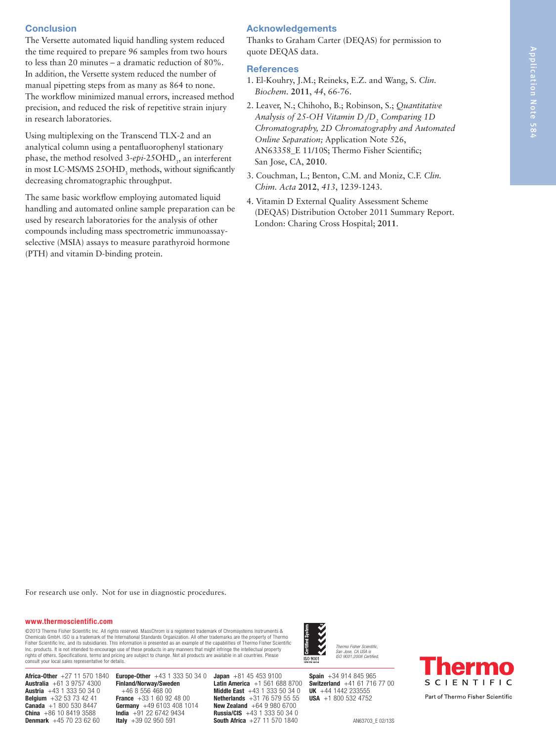## Conclusion

The Versette automated liquid handling system reduced the time required to prepare 96 samples from two hours to less than 20 minutes – a dramatic reduction of 80%. In addition, the Versette system reduced the number of manual pipetting steps from as many as 864 to none. The workflow minimized manual errors, increased method precision, and reduced the risk of repetitive strain injury in research laboratories.

Using multiplexing on the Transcend TLX-2 and an analytical column using a pentafluorophenyl stationary phase, the method resolved 3-*epi*-25OHD$_3$, an interferent in most LC-MS/MS 25OHD$_3$ methods, without significantly decreasing chromatographic throughput.

The same basic workflow employing automated liquid handling and automated online sample preparation can be used by research laboratories for the analysis of other compounds including mass spectrometric immunoassay-selective (MSIA) assays to measure parathyroid hormone (PTH) and vitamin D-binding protein.

## Acknowledgements

Thanks to Graham Carter (DEQAS) for permission to quote DEQAS data.

## References

1. El-Kouhry, J.M.; Reineks, E.Z. and Wang, S. *Clin. Biochem.* **2011**, *44*, 66-76.
2. Leaver, N.; Chihoho, B.; Robinson, S.; *Quantitative Analysis of 25-OH Vitamin D$_3$/D$_2$ Comparing 1D Chromatography, 2D Chromatography and Automated Online Separation;* Application Note 526, AN63358_E 11/10S; Thermo Fisher Scientific; San Jose, CA, **2010**.
3. Couchman, L.; Benton, C.M. and Moniz, C.F. *Clin. Chim. Acta* **2012**, *413*, 1239-1243.
4. Vitamin D External Quality Assessment Scheme (DEQAS) Distribution October 2011 Summary Report. London: Charing Cross Hospital; **2011**.

For research use only. Not for use in diagnostic procedures.

**www.thermoscientific.com**

©2013 Thermo Fisher Scientific Inc. All rights reserved. MassChrom is a registered trademark of Chromsystems Instruments & Chemicals GmbH. ISO is a trademark of the International Standards Organization. All other trademarks are the property of Thermo Fisher Scientific Inc. and its subsidiaries. This information is presented as an example of the capabilities of Thermo Fisher Scientific Inc. products. It is not intended to encourage use of these products in any manners that might infringe the intellectual property rights of others. Specifications, terms and pricing are subject to change. Not all products are available in all countries. Please consult your local sales representative for details.

*Thermo Fisher Scientific, San Jose, CA USA is ISO 9001:2008 Certified.*

**Africa-Other** +27 11 570 1840
**Australia** +61 3 9757 4300
**Austria** +43 1 333 50 34 0
**Belgium** +32 53 73 42 41
**Canada** +1 800 530 8447
**China** +86 10 8419 3588
**Denmark** +45 70 23 62 60
**Europe-Other** +43 1 333 50 34 0
**Finland/Norway/Sweden** +46 8 556 468 00
**France** +33 1 60 92 48 00
**Germany** +49 6103 408 1014
**India** +91 22 6742 9434
**Italy** +39 02 950 591
**Japan** +81 45 453 9100
**Latin America** +1 561 688 8700
**Middle East** +43 1 333 50 34 0
**Netherlands** +31 76 579 55 55
**New Zealand** +64 9 980 6700
**Russia/CIS** +43 1 333 50 34 0
**South Africa** +27 11 570 1840
**Spain** +34 914 845 965
**Switzerland** +41 61 716 77 00
**UK** +44 1442 233555
**USA** +1 800 532 4752

Thermo SCIENTIFIC
Part of Thermo Fisher Scientific

AN63703_E 02/13S